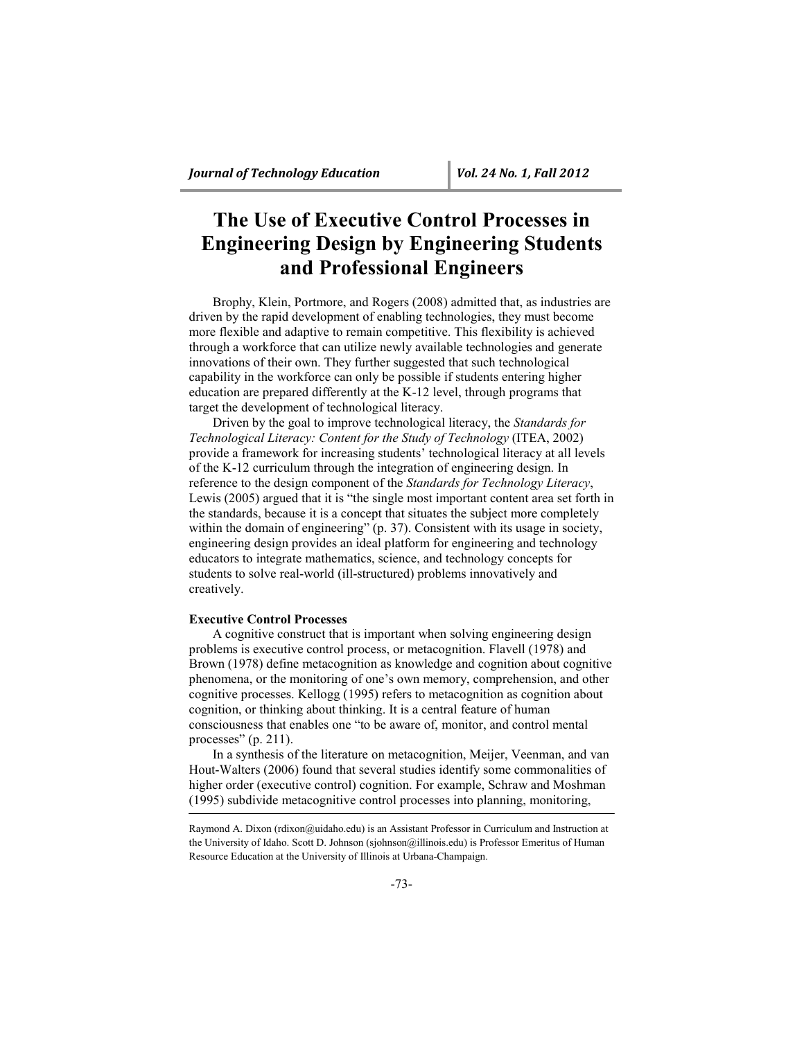# The Use of Executive Control Processes in Engineering Design by Engineering Students and Professional Engineers

Brophy, Klein, Portmore, and Rogers (2008) admitted that, as industries are driven by the rapid development of enabling technologies, they must become more flexible and adaptive to remain competitive. This flexibility is achieved through a workforce that can utilize newly available technologies and generate innovations of their own. They further suggested that such technological capability in the workforce can only be possible if students entering higher education are prepared differently at the K-12 level, through programs that target the development of technological literacy.

Driven by the goal to improve technological literacy, the *Standards for Technological Literacy: Content for the Study of Technology* (ITEA, 2002) provide a framework for increasing students' technological literacy at all levels of the K-12 curriculum through the integration of engineering design. In reference to the design component of the *Standards for Technology Literacy*, Lewis (2005) argued that it is "the single most important content area set forth in the standards, because it is a concept that situates the subject more completely within the domain of engineering" (p. 37). Consistent with its usage in society, engineering design provides an ideal platform for engineering and technology educators to integrate mathematics, science, and technology concepts for students to solve real-world (ill-structured) problems innovatively and creatively.

**Executive Control Processes**

A cognitive construct that is important when solving engineering design problems is executive control process, or metacognition. Flavell (1978) and Brown (1978) define metacognition as knowledge and cognition about cognitive phenomena, or the monitoring of one's own memory, comprehension, and other cognitive processes. Kellogg (1995) refers to metacognition as cognition about cognition, or thinking about thinking. It is a central feature of human consciousness that enables one "to be aware of, monitor, and control mental processes" (p. 211).

In a synthesis of the literature on metacognition, Meijer, Veenman, and van Hout-Walters (2006) found that several studies identify some commonalities of higher order (executive control) cognition. For example, Schraw and Moshman (1995) subdivide metacognitive control processes into planning, monitoring,

---

Raymond A. Dixon (rdixon@uidaho.edu) is an Assistant Professor in Curriculum and Instruction at the University of Idaho. Scott D. Johnson (sjohnson@illinois.edu) is Professor Emeritus of Human Resource Education at the University of Illinois at Urbana-Champaign.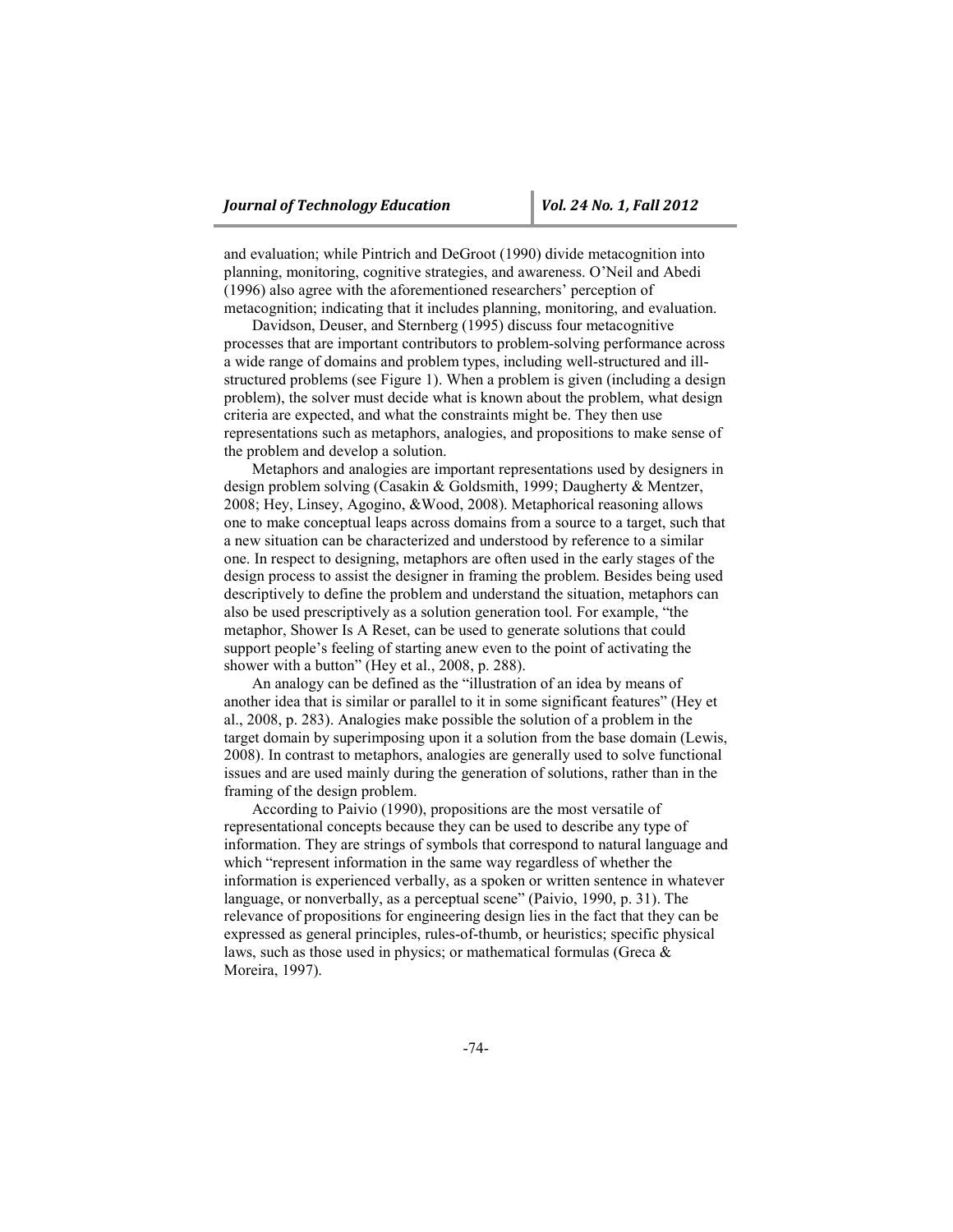and evaluation; while Pintrich and DeGroot (1990) divide metacognition into planning, monitoring, cognitive strategies, and awareness. O'Neil and Abedi (1996) also agree with the aforementioned researchers' perception of metacognition; indicating that it includes planning, monitoring, and evaluation.

Davidson, Deuser, and Sternberg (1995) discuss four metacognitive processes that are important contributors to problem-solving performance across a wide range of domains and problem types, including well-structured and ill-structured problems (see Figure 1). When a problem is given (including a design problem), the solver must decide what is known about the problem, what design criteria are expected, and what the constraints might be. They then use representations such as metaphors, analogies, and propositions to make sense of the problem and develop a solution.

Metaphors and analogies are important representations used by designers in design problem solving (Casakin & Goldsmith, 1999; Daugherty & Mentzer, 2008; Hey, Linsey, Agogino, &Wood, 2008). Metaphorical reasoning allows one to make conceptual leaps across domains from a source to a target, such that a new situation can be characterized and understood by reference to a similar one. In respect to designing, metaphors are often used in the early stages of the design process to assist the designer in framing the problem. Besides being used descriptively to define the problem and understand the situation, metaphors can also be used prescriptively as a solution generation tool. For example, "the metaphor, Shower Is A Reset, can be used to generate solutions that could support people's feeling of starting anew even to the point of activating the shower with a button" (Hey et al., 2008, p. 288).

An analogy can be defined as the "illustration of an idea by means of another idea that is similar or parallel to it in some significant features" (Hey et al., 2008, p. 283). Analogies make possible the solution of a problem in the target domain by superimposing upon it a solution from the base domain (Lewis, 2008). In contrast to metaphors, analogies are generally used to solve functional issues and are used mainly during the generation of solutions, rather than in the framing of the design problem.

According to Paivio (1990), propositions are the most versatile of representational concepts because they can be used to describe any type of information. They are strings of symbols that correspond to natural language and which "represent information in the same way regardless of whether the information is experienced verbally, as a spoken or written sentence in whatever language, or nonverbally, as a perceptual scene" (Paivio, 1990, p. 31). The relevance of propositions for engineering design lies in the fact that they can be expressed as general principles, rules-of-thumb, or heuristics; specific physical laws, such as those used in physics; or mathematical formulas (Greca & Moreira, 1997).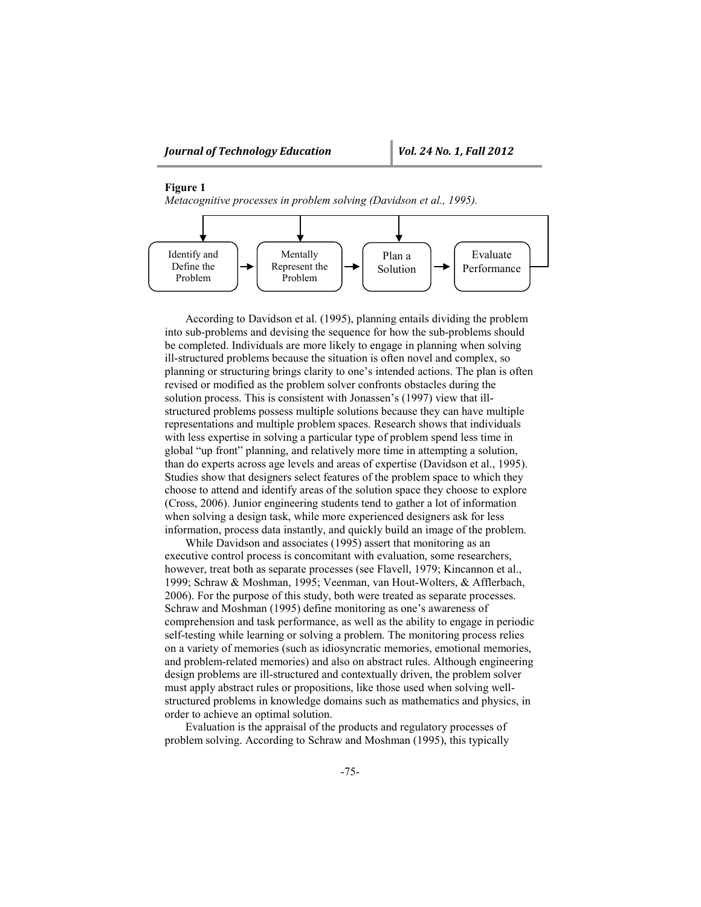**Figure 1**

*Metacognitive processes in problem solving (Davidson et al., 1995).*

Identify and Define the Problem → Mentally Represent the Problem → Plan a Solution → Evaluate Performance

According to Davidson et al. (1995), planning entails dividing the problem into sub-problems and devising the sequence for how the sub-problems should be completed. Individuals are more likely to engage in planning when solving ill-structured problems because the situation is often novel and complex, so planning or structuring brings clarity to one's intended actions. The plan is often revised or modified as the problem solver confronts obstacles during the solution process. This is consistent with Jonassen's (1997) view that ill-structured problems possess multiple solutions because they can have multiple representations and multiple problem spaces. Research shows that individuals with less expertise in solving a particular type of problem spend less time in global "up front" planning, and relatively more time in attempting a solution, than do experts across age levels and areas of expertise (Davidson et al., 1995). Studies show that designers select features of the problem space to which they choose to attend and identify areas of the solution space they choose to explore (Cross, 2006). Junior engineering students tend to gather a lot of information when solving a design task, while more experienced designers ask for less information, process data instantly, and quickly build an image of the problem.

While Davidson and associates (1995) assert that monitoring as an executive control process is concomitant with evaluation, some researchers, however, treat both as separate processes (see Flavell, 1979; Kincannon et al., 1999; Schraw & Moshman, 1995; Veenman, van Hout-Wolters, & Afflerbach, 2006). For the purpose of this study, both were treated as separate processes. Schraw and Moshman (1995) define monitoring as one's awareness of comprehension and task performance, as well as the ability to engage in periodic self-testing while learning or solving a problem. The monitoring process relies on a variety of memories (such as idiosyncratic memories, emotional memories, and problem-related memories) and also on abstract rules. Although engineering design problems are ill-structured and contextually driven, the problem solver must apply abstract rules or propositions, like those used when solving well-structured problems in knowledge domains such as mathematics and physics, in order to achieve an optimal solution.

Evaluation is the appraisal of the products and regulatory processes of problem solving. According to Schraw and Moshman (1995), this typically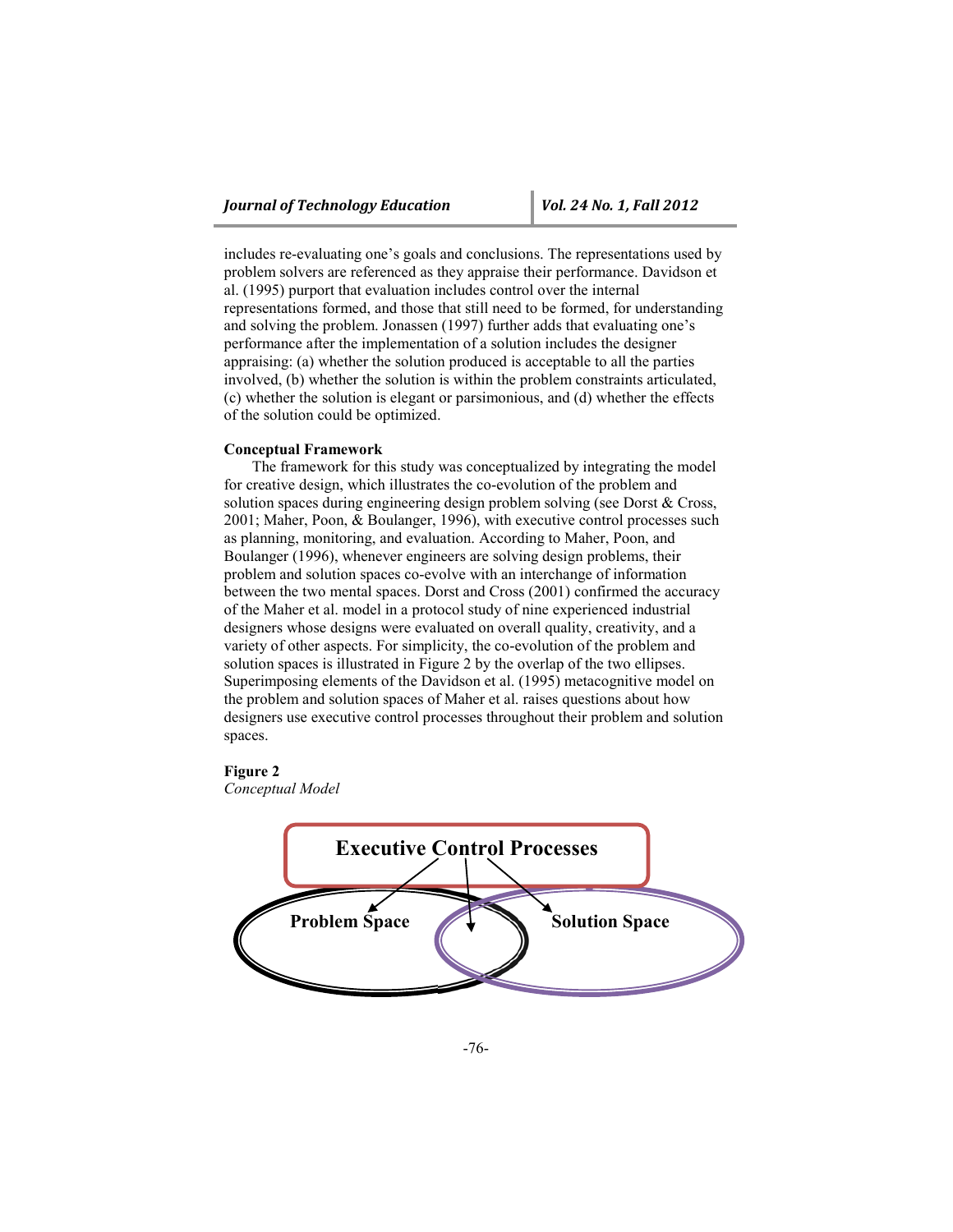includes re-evaluating one's goals and conclusions. The representations used by problem solvers are referenced as they appraise their performance. Davidson et al. (1995) purport that evaluation includes control over the internal representations formed, and those that still need to be formed, for understanding and solving the problem. Jonassen (1997) further adds that evaluating one's performance after the implementation of a solution includes the designer appraising: (a) whether the solution produced is acceptable to all the parties involved, (b) whether the solution is within the problem constraints articulated, (c) whether the solution is elegant or parsimonious, and (d) whether the effects of the solution could be optimized.

**Conceptual Framework**

The framework for this study was conceptualized by integrating the model for creative design, which illustrates the co-evolution of the problem and solution spaces during engineering design problem solving (see Dorst & Cross, 2001; Maher, Poon, & Boulanger, 1996), with executive control processes such as planning, monitoring, and evaluation. According to Maher, Poon, and Boulanger (1996), whenever engineers are solving design problems, their problem and solution spaces co-evolve with an interchange of information between the two mental spaces. Dorst and Cross (2001) confirmed the accuracy of the Maher et al. model in a protocol study of nine experienced industrial designers whose designs were evaluated on overall quality, creativity, and a variety of other aspects. For simplicity, the co-evolution of the problem and solution spaces is illustrated in Figure 2 by the overlap of the two ellipses. Superimposing elements of the Davidson et al. (1995) metacognitive model on the problem and solution spaces of Maher et al. raises questions about how designers use executive control processes throughout their problem and solution spaces.

**Figure 2**
*Conceptual Model*

Executive Control Processes

Problem Space

Solution Space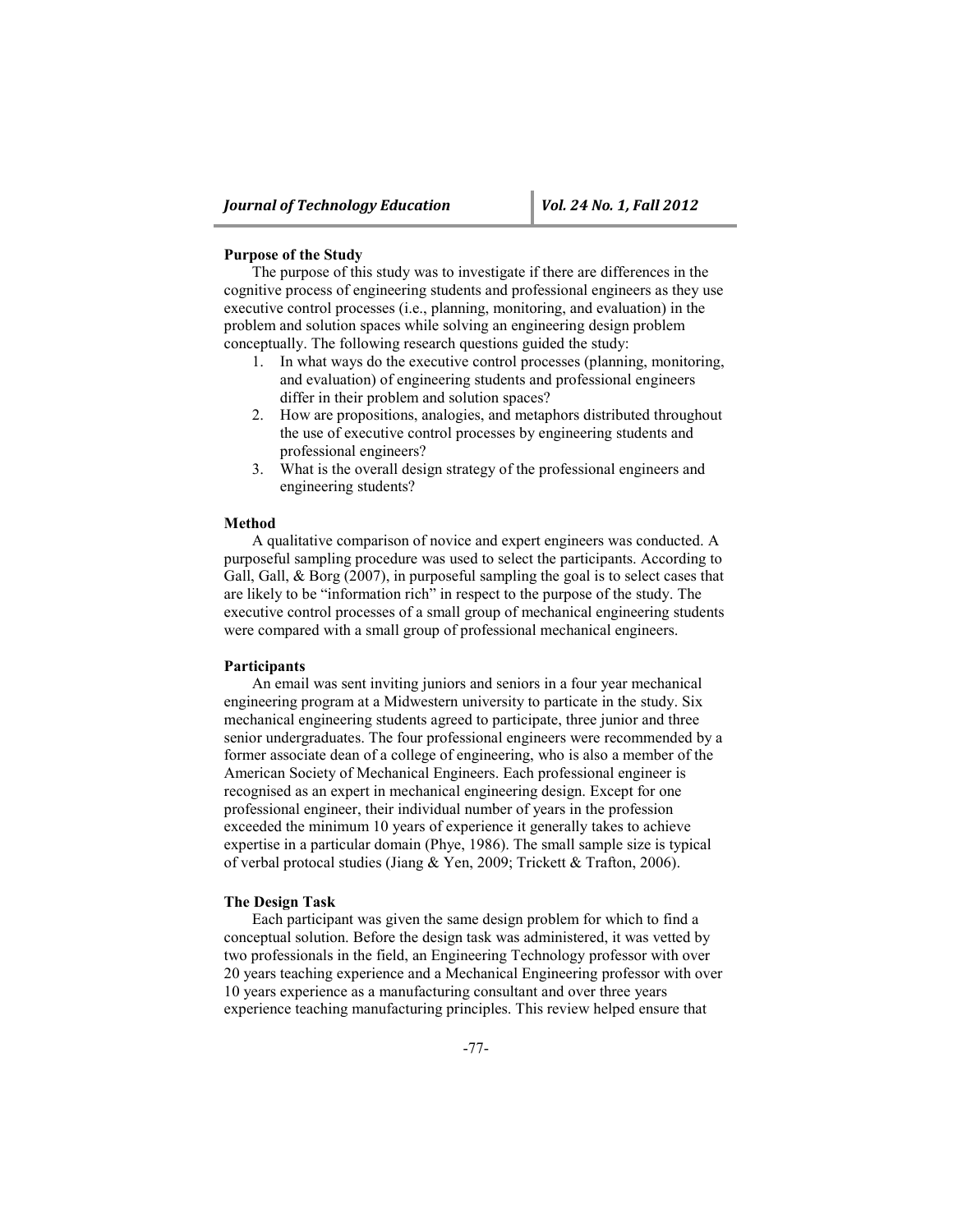**Purpose of the Study**

The purpose of this study was to investigate if there are differences in the cognitive process of engineering students and professional engineers as they use executive control processes (i.e., planning, monitoring, and evaluation) in the problem and solution spaces while solving an engineering design problem conceptually. The following research questions guided the study:

1. In what ways do the executive control processes (planning, monitoring, and evaluation) of engineering students and professional engineers differ in their problem and solution spaces?
2. How are propositions, analogies, and metaphors distributed throughout the use of executive control processes by engineering students and professional engineers?
3. What is the overall design strategy of the professional engineers and engineering students?

**Method**

A qualitative comparison of novice and expert engineers was conducted. A purposeful sampling procedure was used to select the participants. According to Gall, Gall, & Borg (2007), in purposeful sampling the goal is to select cases that are likely to be "information rich" in respect to the purpose of the study. The executive control processes of a small group of mechanical engineering students were compared with a small group of professional mechanical engineers.

**Participants**

An email was sent inviting juniors and seniors in a four year mechanical engineering program at a Midwestern university to particate in the study. Six mechanical engineering students agreed to participate, three junior and three senior undergraduates. The four professional engineers were recommended by a former associate dean of a college of engineering, who is also a member of the American Society of Mechanical Engineers. Each professional engineer is recognised as an expert in mechanical engineering design. Except for one professional engineer, their individual number of years in the profession exceeded the minimum 10 years of experience it generally takes to achieve expertise in a particular domain (Phye, 1986). The small sample size is typical of verbal protocal studies (Jiang & Yen, 2009; Trickett & Trafton, 2006).

**The Design Task**

Each participant was given the same design problem for which to find a conceptual solution. Before the design task was administered, it was vetted by two professionals in the field, an Engineering Technology professor with over 20 years teaching experience and a Mechanical Engineering professor with over 10 years experience as a manufacturing consultant and over three years experience teaching manufacturing principles. This review helped ensure that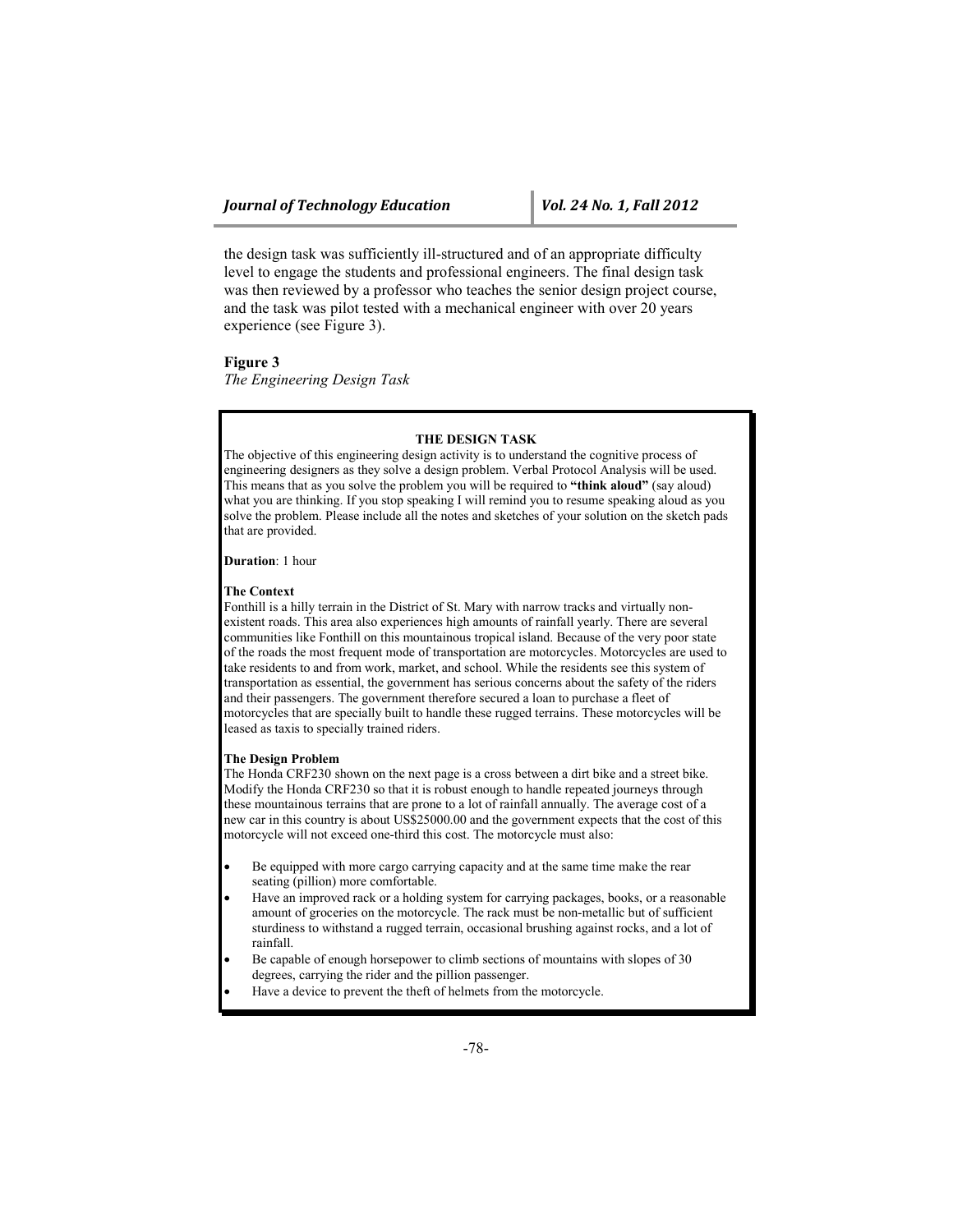the design task was sufficiently ill-structured and of an appropriate difficulty level to engage the students and professional engineers. The final design task was then reviewed by a professor who teaches the senior design project course, and the task was pilot tested with a mechanical engineer with over 20 years experience (see Figure 3).

**Figure 3**
*The Engineering Design Task*

**THE DESIGN TASK**

The objective of this engineering design activity is to understand the cognitive process of engineering designers as they solve a design problem. Verbal Protocol Analysis will be used. This means that as you solve the problem you will be required to **"think aloud"** (say aloud) what you are thinking. If you stop speaking I will remind you to resume speaking aloud as you solve the problem. Please include all the notes and sketches of your solution on the sketch pads that are provided.

**Duration**: 1 hour

**The Context**
Fonthill is a hilly terrain in the District of St. Mary with narrow tracks and virtually non-existent roads. This area also experiences high amounts of rainfall yearly. There are several communities like Fonthill on this mountainous tropical island. Because of the very poor state of the roads the most frequent mode of transportation are motorcycles. Motorcycles are used to take residents to and from work, market, and school. While the residents see this system of transportation as essential, the government has serious concerns about the safety of the riders and their passengers. The government therefore secured a loan to purchase a fleet of motorcycles that are specially built to handle these rugged terrains. These motorcycles will be leased as taxis to specially trained riders.

**The Design Problem**
The Honda CRF230 shown on the next page is a cross between a dirt bike and a street bike. Modify the Honda CRF230 so that it is robust enough to handle repeated journeys through these mountainous terrains that are prone to a lot of rainfall annually. The average cost of a new car in this country is about US$25000.00 and the government expects that the cost of this motorcycle will not exceed one-third this cost. The motorcycle must also:

- Be equipped with more cargo carrying capacity and at the same time make the rear seating (pillion) more comfortable.
- Have an improved rack or a holding system for carrying packages, books, or a reasonable amount of groceries on the motorcycle. The rack must be non-metallic but of sufficient sturdiness to withstand a rugged terrain, occasional brushing against rocks, and a lot of rainfall.
- Be capable of enough horsepower to climb sections of mountains with slopes of 30 degrees, carrying the rider and the pillion passenger.
- Have a device to prevent the theft of helmets from the motorcycle.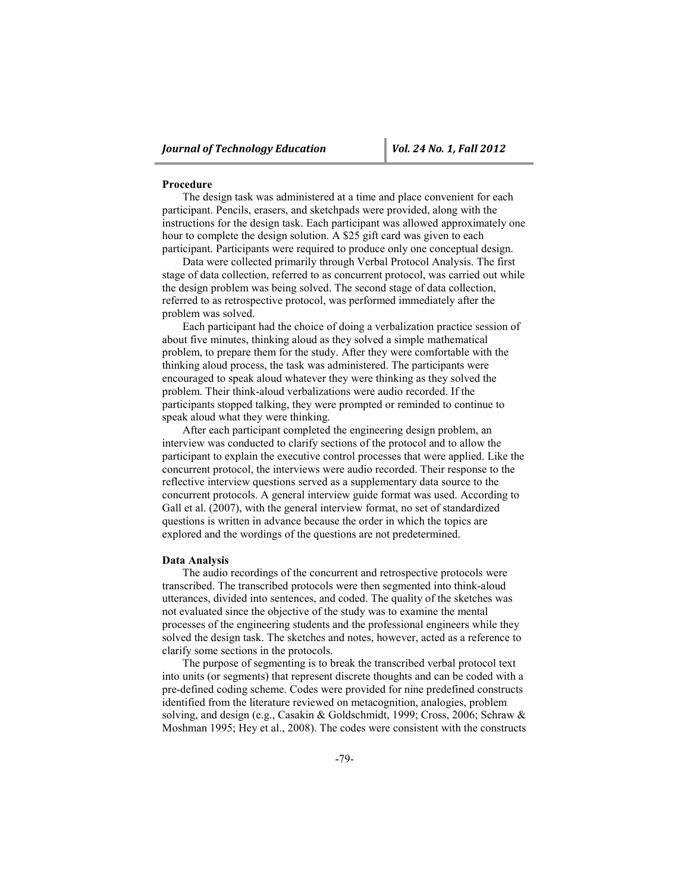**Procedure**

The design task was administered at a time and place convenient for each participant. Pencils, erasers, and sketchpads were provided, along with the instructions for the design task. Each participant was allowed approximately one hour to complete the design solution. A $25 gift card was given to each participant. Participants were required to produce only one conceptual design.

Data were collected primarily through Verbal Protocol Analysis. The first stage of data collection, referred to as concurrent protocol, was carried out while the design problem was being solved. The second stage of data collection, referred to as retrospective protocol, was performed immediately after the problem was solved.

Each participant had the choice of doing a verbalization practice session of about five minutes, thinking aloud as they solved a simple mathematical problem, to prepare them for the study. After they were comfortable with the thinking aloud process, the task was administered. The participants were encouraged to speak aloud whatever they were thinking as they solved the problem. Their think-aloud verbalizations were audio recorded. If the participants stopped talking, they were prompted or reminded to continue to speak aloud what they were thinking.

After each participant completed the engineering design problem, an interview was conducted to clarify sections of the protocol and to allow the participant to explain the executive control processes that were applied. Like the concurrent protocol, the interviews were audio recorded. Their response to the reflective interview questions served as a supplementary data source to the concurrent protocols. A general interview guide format was used. According to Gall et al. (2007), with the general interview format, no set of standardized questions is written in advance because the order in which the topics are explored and the wordings of the questions are not predetermined.

**Data Analysis**

The audio recordings of the concurrent and retrospective protocols were transcribed. The transcribed protocols were then segmented into think-aloud utterances, divided into sentences, and coded. The quality of the sketches was not evaluated since the objective of the study was to examine the mental processes of the engineering students and the professional engineers while they solved the design task. The sketches and notes, however, acted as a reference to clarify some sections in the protocols.

The purpose of segmenting is to break the transcribed verbal protocol text into units (or segments) that represent discrete thoughts and can be coded with a pre-defined coding scheme. Codes were provided for nine predefined constructs identified from the literature reviewed on metacognition, analogies, problem solving, and design (e.g., Casakin & Goldschmidt, 1999; Cross, 2006; Schraw & Moshman 1995; Hey et al., 2008). The codes were consistent with the constructs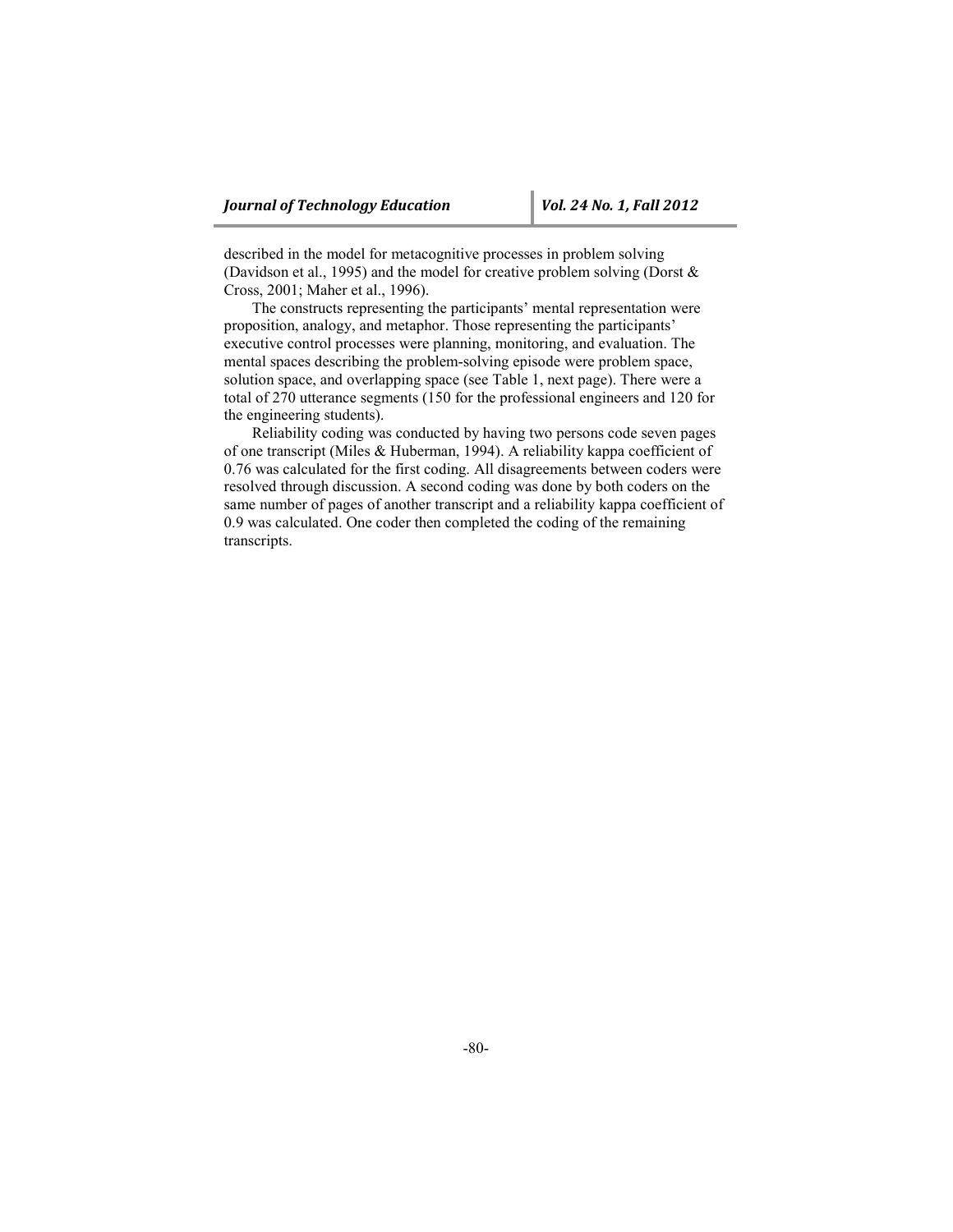described in the model for metacognitive processes in problem solving (Davidson et al., 1995) and the model for creative problem solving (Dorst & Cross, 2001; Maher et al., 1996).

The constructs representing the participants' mental representation were proposition, analogy, and metaphor. Those representing the participants' executive control processes were planning, monitoring, and evaluation. The mental spaces describing the problem-solving episode were problem space, solution space, and overlapping space (see Table 1, next page). There were a total of 270 utterance segments (150 for the professional engineers and 120 for the engineering students).

Reliability coding was conducted by having two persons code seven pages of one transcript (Miles & Huberman, 1994). A reliability kappa coefficient of 0.76 was calculated for the first coding. All disagreements between coders were resolved through discussion. A second coding was done by both coders on the same number of pages of another transcript and a reliability kappa coefficient of 0.9 was calculated. One coder then completed the coding of the remaining transcripts.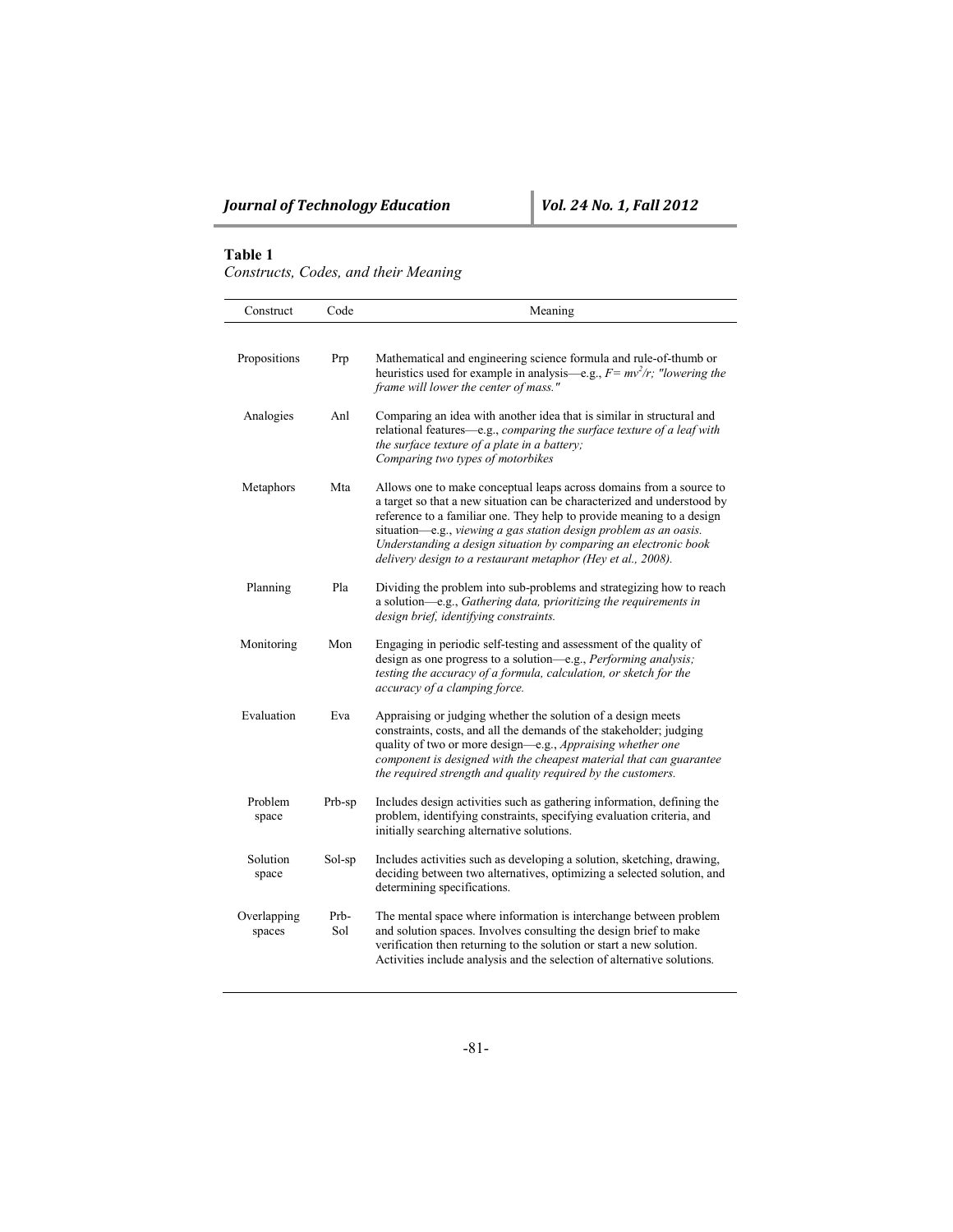**Table 1**

*Constructs, Codes, and their Meaning*

| Construct | Code | Meaning |
|---|---|---|
| Propositions | Prp | Mathematical and engineering science formula and rule-of-thumb or heuristics used for example in analysis—e.g., $F= mv^2/r$; *"lowering the frame will lower the center of mass."* |
| Analogies | Anl | Comparing an idea with another idea that is similar in structural and relational features—e.g., *comparing the surface texture of a leaf with the surface texture of a plate in a battery; Comparing two types of motorbikes* |
| Metaphors | Mta | Allows one to make conceptual leaps across domains from a source to a target so that a new situation can be characterized and understood by reference to a familiar one. They help to provide meaning to a design situation—e.g., *viewing a gas station design problem as an oasis. Understanding a design situation by comparing an electronic book delivery design to a restaurant metaphor (Hey et al., 2008).* |
| Planning | Pla | Dividing the problem into sub-problems and strategizing how to reach a solution—e.g., *Gathering data, prioritizing the requirements in design brief, identifying constraints.* |
| Monitoring | Mon | Engaging in periodic self-testing and assessment of the quality of design as one progress to a solution—e.g., *Performing analysis; testing the accuracy of a formula, calculation, or sketch for the accuracy of a clamping force.* |
| Evaluation | Eva | Appraising or judging whether the solution of a design meets constraints, costs, and all the demands of the stakeholder; judging quality of two or more design—e.g., *Appraising whether one component is designed with the cheapest material that can guarantee the required strength and quality required by the customers.* |
| Problem space | Prb-sp | Includes design activities such as gathering information, defining the problem, identifying constraints, specifying evaluation criteria, and initially searching alternative solutions. |
| Solution space | Sol-sp | Includes activities such as developing a solution, sketching, drawing, deciding between two alternatives, optimizing a selected solution, and determining specifications. |
| Overlapping spaces | Prb-Sol | The mental space where information is interchange between problem and solution spaces. Involves consulting the design brief to make verification then returning to the solution or start a new solution. Activities include analysis and the selection of alternative solutions. |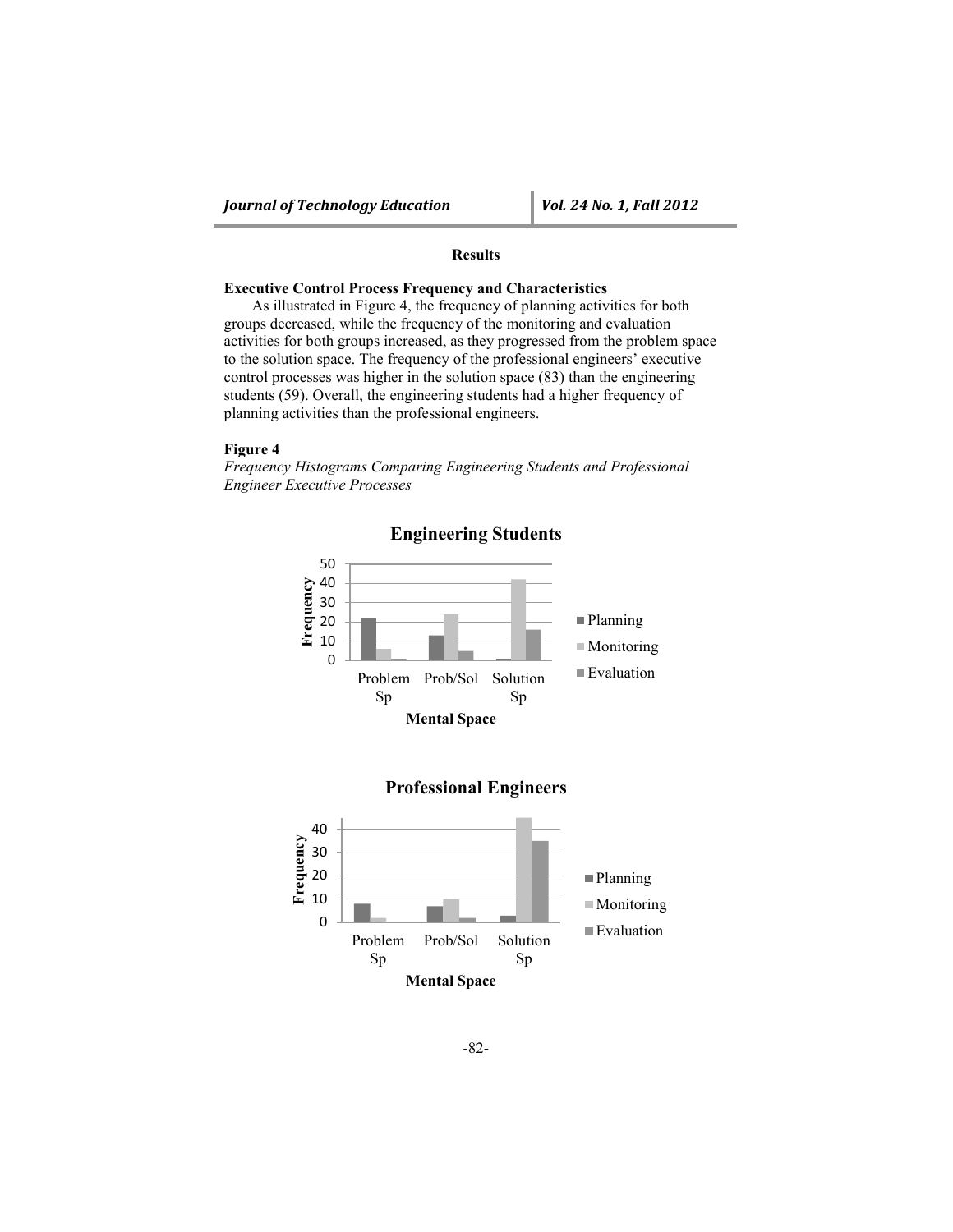## Results

### Executive Control Process Frequency and Characteristics

As illustrated in Figure 4, the frequency of planning activities for both groups decreased, while the frequency of the monitoring and evaluation activities for both groups increased, as they progressed from the problem space to the solution space. The frequency of the professional engineers' executive control processes was higher in the solution space (83) than the engineering students (59). Overall, the engineering students had a higher frequency of planning activities than the professional engineers.

**Figure 4**

*Frequency Histograms Comparing Engineering Students and Professional Engineer Executive Processes*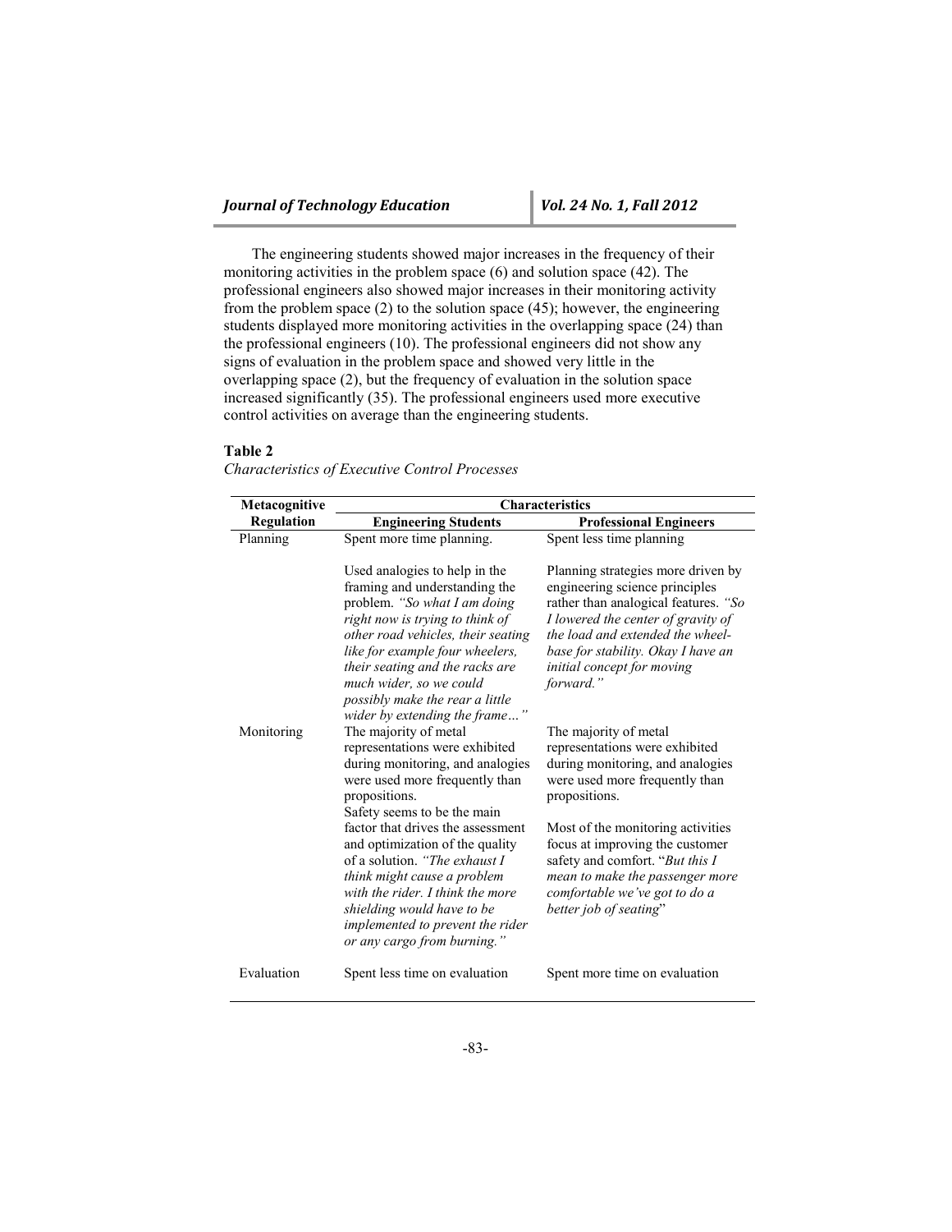The engineering students showed major increases in the frequency of their monitoring activities in the problem space (6) and solution space (42). The professional engineers also showed major increases in their monitoring activity from the problem space (2) to the solution space (45); however, the engineering students displayed more monitoring activities in the overlapping space (24) than the professional engineers (10). The professional engineers did not show any signs of evaluation in the problem space and showed very little in the overlapping space (2), but the frequency of evaluation in the solution space increased significantly (35). The professional engineers used more executive control activities on average than the engineering students.

**Table 2**

*Characteristics of Executive Control Processes*

| Metacognitive Regulation | Characteristics | |
|---|---|---|
| | **Engineering Students** | **Professional Engineers** |
| Planning | Spent more time planning.<br><br>Used analogies to help in the framing and understanding the problem. *"So what I am doing right now is trying to think of other road vehicles, their seating like for example four wheelers, their seating and the racks are much wider, so we could possibly make the rear a little wider by extending the frame…"* | Spent less time planning<br><br>Planning strategies more driven by engineering science principles rather than analogical features. *"So I lowered the center of gravity of the load and extended the wheel-base for stability. Okay I have an initial concept for moving forward."* |
| Monitoring | The majority of metal representations were exhibited during monitoring, and analogies were used more frequently than propositions.<br>Safety seems to be the main factor that drives the assessment and optimization of the quality of a solution. *"The exhaust I think might cause a problem with the rider. I think the more shielding would have to be implemented to prevent the rider or any cargo from burning."* | The majority of metal representations were exhibited during monitoring, and analogies were used more frequently than propositions.<br><br>Most of the monitoring activities focus at improving the customer safety and comfort. "*But this I mean to make the passenger more comfortable we've got to do a better job of seating*" |
| Evaluation | Spent less time on evaluation | Spent more time on evaluation |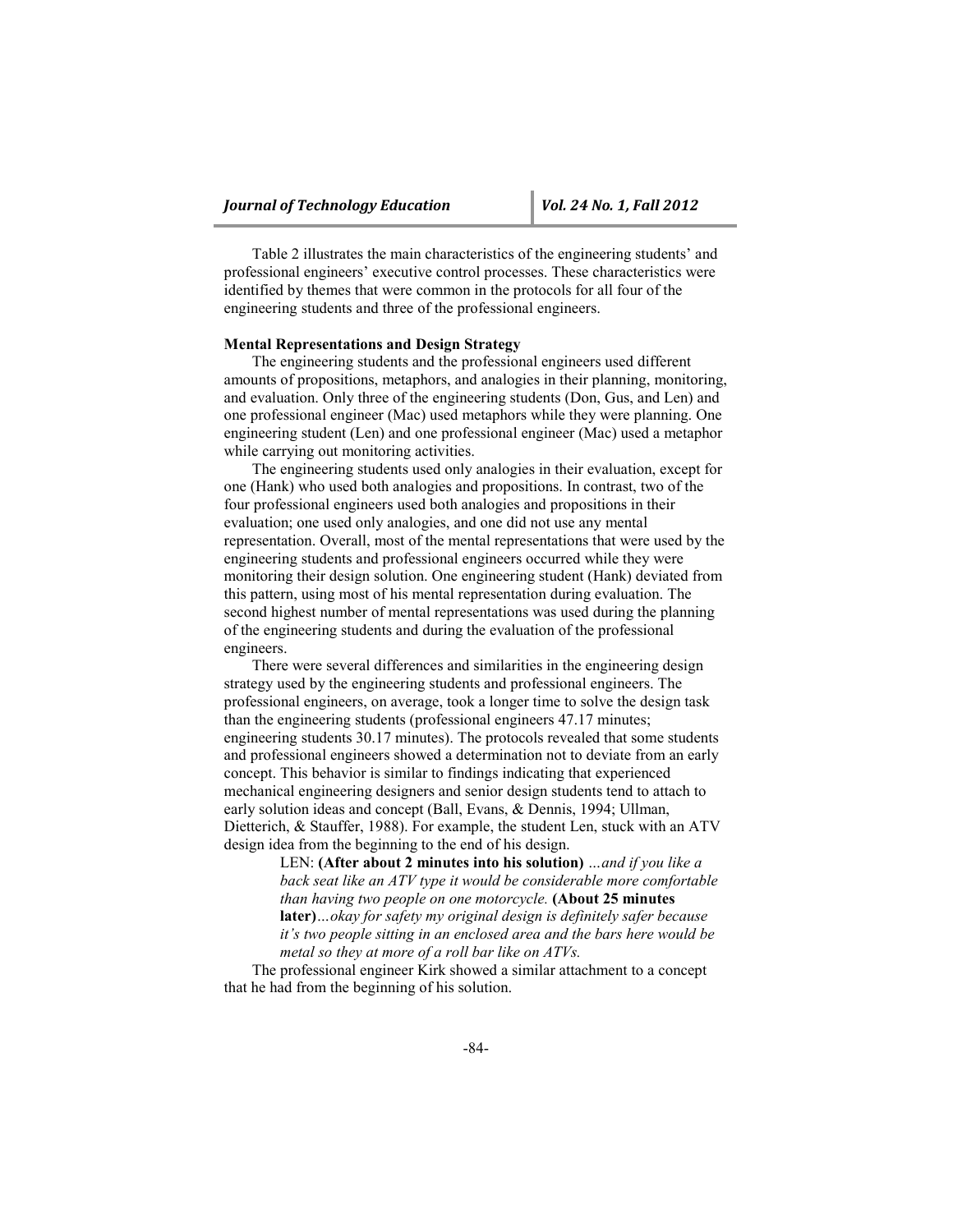Table 2 illustrates the main characteristics of the engineering students' and professional engineers' executive control processes. These characteristics were identified by themes that were common in the protocols for all four of the engineering students and three of the professional engineers.

**Mental Representations and Design Strategy**

The engineering students and the professional engineers used different amounts of propositions, metaphors, and analogies in their planning, monitoring, and evaluation. Only three of the engineering students (Don, Gus, and Len) and one professional engineer (Mac) used metaphors while they were planning. One engineering student (Len) and one professional engineer (Mac) used a metaphor while carrying out monitoring activities.

The engineering students used only analogies in their evaluation, except for one (Hank) who used both analogies and propositions. In contrast, two of the four professional engineers used both analogies and propositions in their evaluation; one used only analogies, and one did not use any mental representation. Overall, most of the mental representations that were used by the engineering students and professional engineers occurred while they were monitoring their design solution. One engineering student (Hank) deviated from this pattern, using most of his mental representation during evaluation. The second highest number of mental representations was used during the planning of the engineering students and during the evaluation of the professional engineers.

There were several differences and similarities in the engineering design strategy used by the engineering students and professional engineers. The professional engineers, on average, took a longer time to solve the design task than the engineering students (professional engineers 47.17 minutes; engineering students 30.17 minutes). The protocols revealed that some students and professional engineers showed a determination not to deviate from an early concept. This behavior is similar to findings indicating that experienced mechanical engineering designers and senior design students tend to attach to early solution ideas and concept (Ball, Evans, & Dennis, 1994; Ullman, Dietterich, & Stauffer, 1988). For example, the student Len, stuck with an ATV design idea from the beginning to the end of his design.

> LEN: **(After about 2 minutes into his solution)** *…and if you like a back seat like an ATV type it would be considerable more comfortable than having two people on one motorcycle.* **(About 25 minutes later)***…okay for safety my original design is definitely safer because it's two people sitting in an enclosed area and the bars here would be metal so they at more of a roll bar like on ATVs.*

The professional engineer Kirk showed a similar attachment to a concept that he had from the beginning of his solution.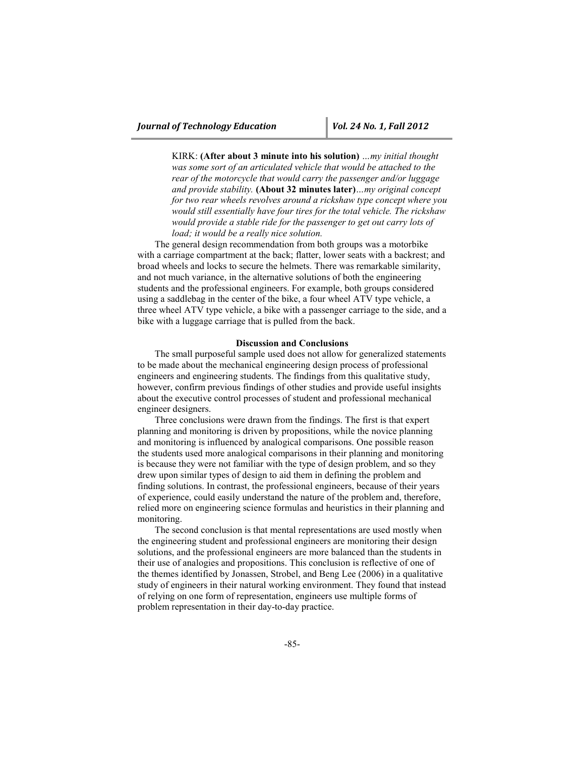> KIRK: **(After about 3 minute into his solution)** *…my initial thought was some sort of an articulated vehicle that would be attached to the rear of the motorcycle that would carry the passenger and/or luggage and provide stability.* **(About 32 minutes later)***…my original concept for two rear wheels revolves around a rickshaw type concept where you would still essentially have four tires for the total vehicle. The rickshaw would provide a stable ride for the passenger to get out carry lots of load; it would be a really nice solution.*

The general design recommendation from both groups was a motorbike with a carriage compartment at the back; flatter, lower seats with a backrest; and broad wheels and locks to secure the helmets. There was remarkable similarity, and not much variance, in the alternative solutions of both the engineering students and the professional engineers. For example, both groups considered using a saddlebag in the center of the bike, a four wheel ATV type vehicle, a three wheel ATV type vehicle, a bike with a passenger carriage to the side, and a bike with a luggage carriage that is pulled from the back.

## Discussion and Conclusions

The small purposeful sample used does not allow for generalized statements to be made about the mechanical engineering design process of professional engineers and engineering students. The findings from this qualitative study, however, confirm previous findings of other studies and provide useful insights about the executive control processes of student and professional mechanical engineer designers.

Three conclusions were drawn from the findings. The first is that expert planning and monitoring is driven by propositions, while the novice planning and monitoring is influenced by analogical comparisons. One possible reason the students used more analogical comparisons in their planning and monitoring is because they were not familiar with the type of design problem, and so they drew upon similar types of design to aid them in defining the problem and finding solutions. In contrast, the professional engineers, because of their years of experience, could easily understand the nature of the problem and, therefore, relied more on engineering science formulas and heuristics in their planning and monitoring.

The second conclusion is that mental representations are used mostly when the engineering student and professional engineers are monitoring their design solutions, and the professional engineers are more balanced than the students in their use of analogies and propositions. This conclusion is reflective of one of the themes identified by Jonassen, Strobel, and Beng Lee (2006) in a qualitative study of engineers in their natural working environment. They found that instead of relying on one form of representation, engineers use multiple forms of problem representation in their day-to-day practice.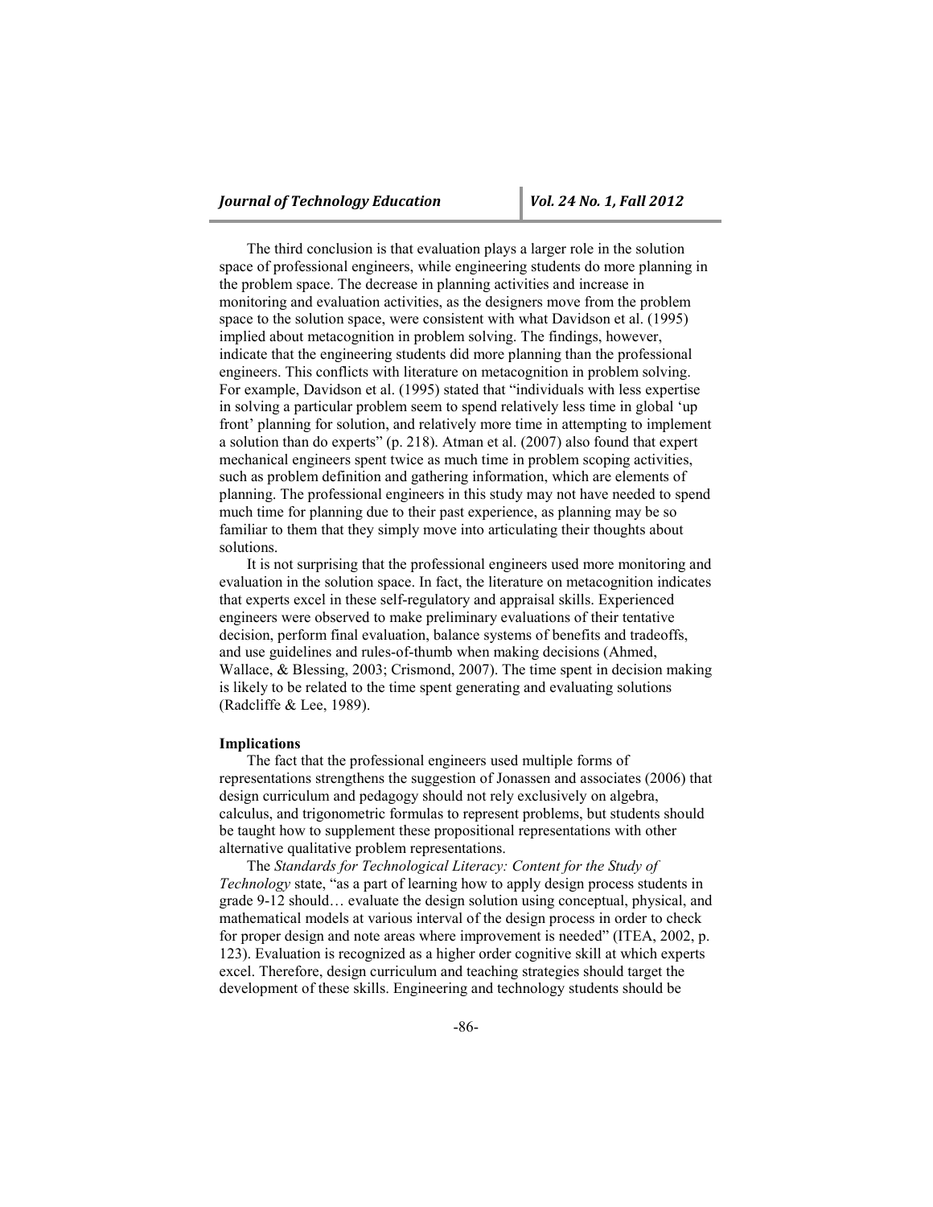The third conclusion is that evaluation plays a larger role in the solution space of professional engineers, while engineering students do more planning in the problem space. The decrease in planning activities and increase in monitoring and evaluation activities, as the designers move from the problem space to the solution space, were consistent with what Davidson et al. (1995) implied about metacognition in problem solving. The findings, however, indicate that the engineering students did more planning than the professional engineers. This conflicts with literature on metacognition in problem solving. For example, Davidson et al. (1995) stated that "individuals with less expertise in solving a particular problem seem to spend relatively less time in global 'up front' planning for solution, and relatively more time in attempting to implement a solution than do experts" (p. 218). Atman et al. (2007) also found that expert mechanical engineers spent twice as much time in problem scoping activities, such as problem definition and gathering information, which are elements of planning. The professional engineers in this study may not have needed to spend much time for planning due to their past experience, as planning may be so familiar to them that they simply move into articulating their thoughts about solutions.

It is not surprising that the professional engineers used more monitoring and evaluation in the solution space. In fact, the literature on metacognition indicates that experts excel in these self-regulatory and appraisal skills. Experienced engineers were observed to make preliminary evaluations of their tentative decision, perform final evaluation, balance systems of benefits and tradeoffs, and use guidelines and rules-of-thumb when making decisions (Ahmed, Wallace, & Blessing, 2003; Crismond, 2007). The time spent in decision making is likely to be related to the time spent generating and evaluating solutions (Radcliffe & Lee, 1989).

**Implications**

The fact that the professional engineers used multiple forms of representations strengthens the suggestion of Jonassen and associates (2006) that design curriculum and pedagogy should not rely exclusively on algebra, calculus, and trigonometric formulas to represent problems, but students should be taught how to supplement these propositional representations with other alternative qualitative problem representations.

The *Standards for Technological Literacy: Content for the Study of Technology* state, "as a part of learning how to apply design process students in grade 9-12 should… evaluate the design solution using conceptual, physical, and mathematical models at various interval of the design process in order to check for proper design and note areas where improvement is needed" (ITEA, 2002, p. 123). Evaluation is recognized as a higher order cognitive skill at which experts excel. Therefore, design curriculum and teaching strategies should target the development of these skills. Engineering and technology students should be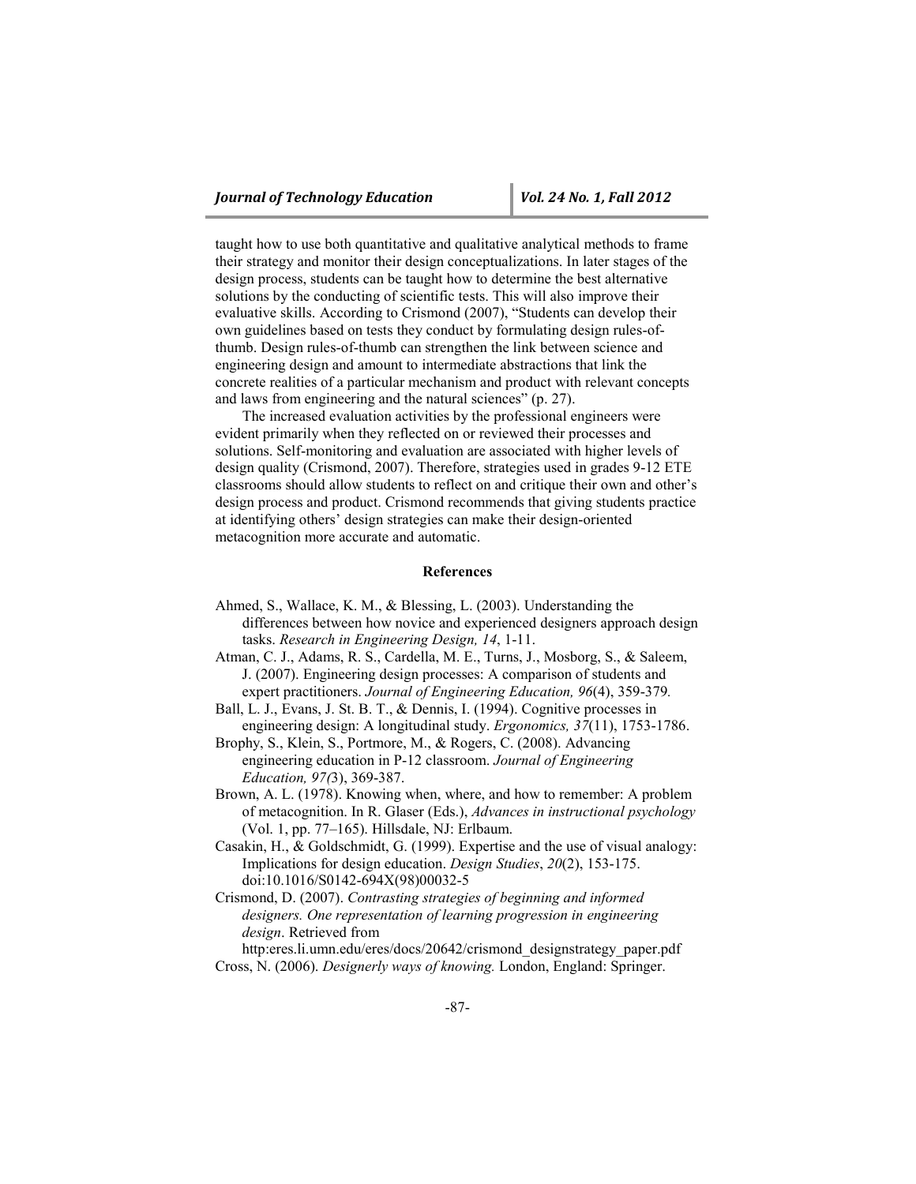taught how to use both quantitative and qualitative analytical methods to frame their strategy and monitor their design conceptualizations. In later stages of the design process, students can be taught how to determine the best alternative solutions by the conducting of scientific tests. This will also improve their evaluative skills. According to Crismond (2007), "Students can develop their own guidelines based on tests they conduct by formulating design rules-of-thumb. Design rules-of-thumb can strengthen the link between science and engineering design and amount to intermediate abstractions that link the concrete realities of a particular mechanism and product with relevant concepts and laws from engineering and the natural sciences" (p. 27).

The increased evaluation activities by the professional engineers were evident primarily when they reflected on or reviewed their processes and solutions. Self-monitoring and evaluation are associated with higher levels of design quality (Crismond, 2007). Therefore, strategies used in grades 9-12 ETE classrooms should allow students to reflect on and critique their own and other's design process and product. Crismond recommends that giving students practice at identifying others' design strategies can make their design-oriented metacognition more accurate and automatic.

## References

Ahmed, S., Wallace, K. M., & Blessing, L. (2003). Understanding the differences between how novice and experienced designers approach design tasks. *Research in Engineering Design, 14*, 1-11.

Atman, C. J., Adams, R. S., Cardella, M. E., Turns, J., Mosborg, S., & Saleem, J. (2007). Engineering design processes: A comparison of students and expert practitioners. *Journal of Engineering Education, 96*(4), 359-379.

Ball, L. J., Evans, J. St. B. T., & Dennis, I. (1994). Cognitive processes in engineering design: A longitudinal study. *Ergonomics, 37*(11), 1753-1786.

Brophy, S., Klein, S., Portmore, M., & Rogers, C. (2008). Advancing engineering education in P-12 classroom. *Journal of Engineering Education, 97*(3), 369-387.

Brown, A. L. (1978). Knowing when, where, and how to remember: A problem of metacognition. In R. Glaser (Eds.), *Advances in instructional psychology* (Vol. 1, pp. 77–165). Hillsdale, NJ: Erlbaum.

Casakin, H., & Goldschmidt, G. (1999). Expertise and the use of visual analogy: Implications for design education. *Design Studies*, *20*(2), 153-175. doi:10.1016/S0142-694X(98)00032-5

Crismond, D. (2007). *Contrasting strategies of beginning and informed designers. One representation of learning progression in engineering design*. Retrieved from http:eres.li.umn.edu/eres/docs/20642/crismond_designstrategy_paper.pdf

Cross, N. (2006). *Designerly ways of knowing.* London, England: Springer.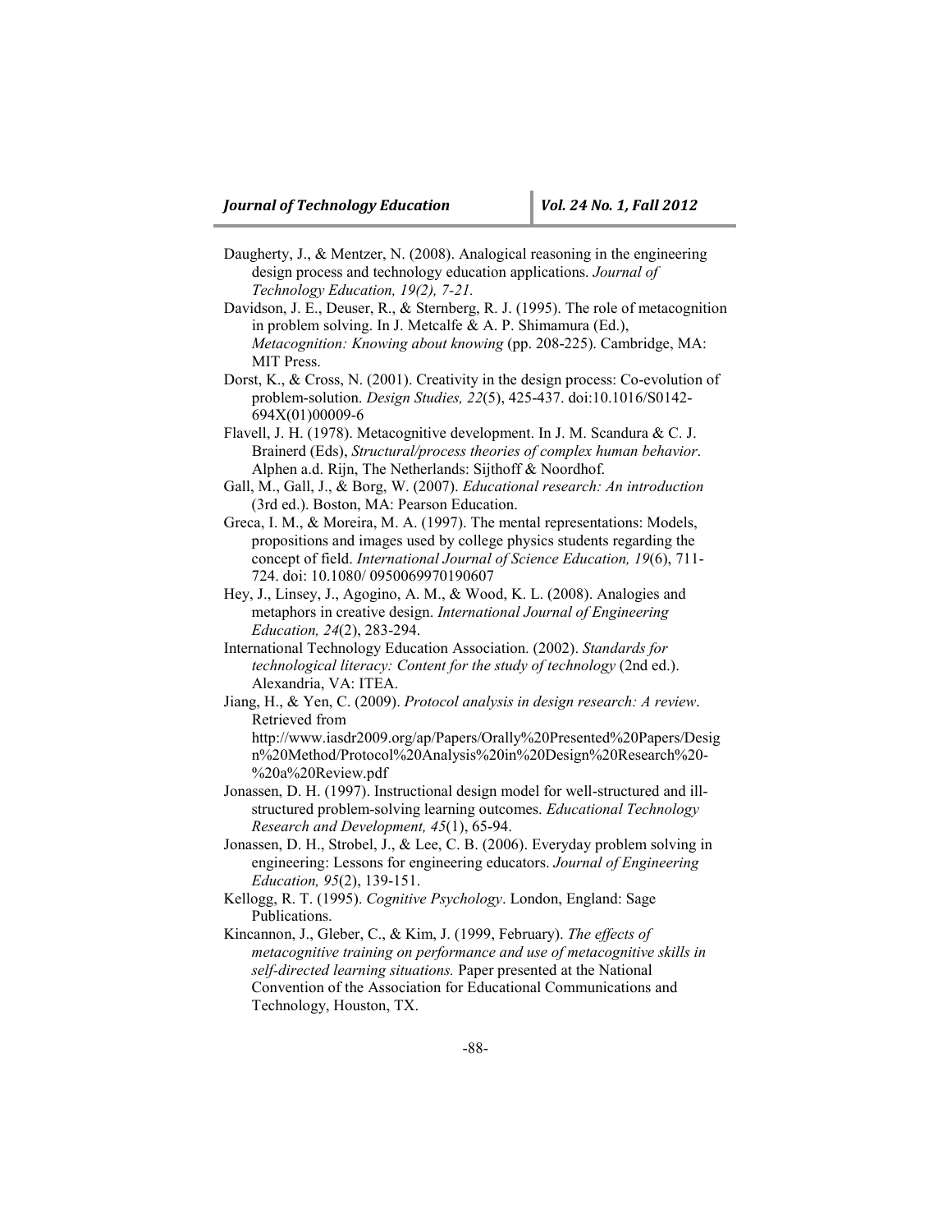Daugherty, J., & Mentzer, N. (2008). Analogical reasoning in the engineering design process and technology education applications. *Journal of Technology Education, 19(2), 7-21.*

Davidson, J. E., Deuser, R., & Sternberg, R. J. (1995). The role of metacognition in problem solving. In J. Metcalfe & A. P. Shimamura (Ed.), *Metacognition: Knowing about knowing* (pp. 208-225). Cambridge, MA: MIT Press.

Dorst, K., & Cross, N. (2001). Creativity in the design process: Co-evolution of problem-solution. *Design Studies, 22*(5), 425-437. doi:10.1016/S0142-694X(01)00009-6

Flavell, J. H. (1978). Metacognitive development. In J. M. Scandura & C. J. Brainerd (Eds), *Structural/process theories of complex human behavior*. Alphen a.d. Rijn, The Netherlands: Sijthoff & Noordhof.

Gall, M., Gall, J., & Borg, W. (2007). *Educational research: An introduction* (3rd ed.). Boston, MA: Pearson Education.

Greca, I. M., & Moreira, M. A. (1997). The mental representations: Models, propositions and images used by college physics students regarding the concept of field. *International Journal of Science Education, 19*(6), 711-724. doi: 10.1080/ 0950069970190607

Hey, J., Linsey, J., Agogino, A. M., & Wood, K. L. (2008). Analogies and metaphors in creative design. *International Journal of Engineering Education, 24*(2), 283-294.

International Technology Education Association. (2002). *Standards for technological literacy: Content for the study of technology* (2nd ed.). Alexandria, VA: ITEA.

Jiang, H., & Yen, C. (2009). *Protocol analysis in design research: A review*. Retrieved from http://www.iasdr2009.org/ap/Papers/Orally%20Presented%20Papers/Design%20Method/Protocol%20Analysis%20in%20Design%20Research%20-%20a%20Review.pdf

Jonassen, D. H. (1997). Instructional design model for well-structured and ill-structured problem-solving learning outcomes. *Educational Technology Research and Development, 45*(1), 65-94.

Jonassen, D. H., Strobel, J., & Lee, C. B. (2006). Everyday problem solving in engineering: Lessons for engineering educators. *Journal of Engineering Education, 95*(2), 139-151.

Kellogg, R. T. (1995). *Cognitive Psychology*. London, England: Sage Publications.

Kincannon, J., Gleber, C., & Kim, J. (1999, February). *The effects of metacognitive training on performance and use of metacognitive skills in self-directed learning situations.* Paper presented at the National Convention of the Association for Educational Communications and Technology, Houston, TX.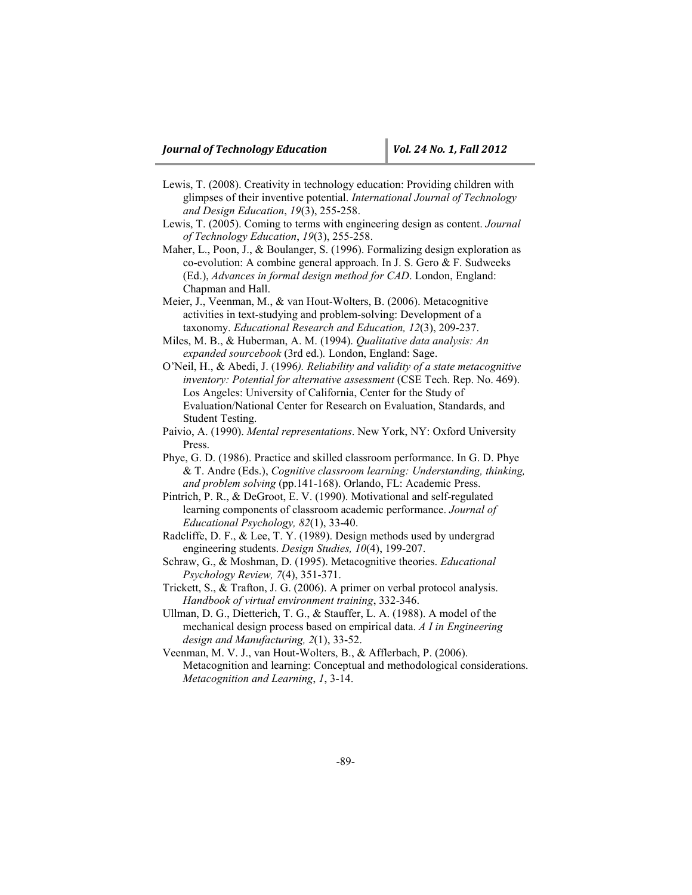Lewis, T. (2008). Creativity in technology education: Providing children with glimpses of their inventive potential. *International Journal of Technology and Design Education*, *19*(3), 255-258.

Lewis, T. (2005). Coming to terms with engineering design as content. *Journal of Technology Education*, *19*(3), 255-258.

Maher, L., Poon, J., & Boulanger, S. (1996). Formalizing design exploration as co-evolution: A combine general approach. In J. S. Gero & F. Sudweeks (Ed.), *Advances in formal design method for CAD*. London, England: Chapman and Hall.

Meier, J., Veenman, M., & van Hout-Wolters, B. (2006). Metacognitive activities in text-studying and problem-solving: Development of a taxonomy. *Educational Research and Education, 12*(3), 209-237.

Miles, M. B., & Huberman, A. M. (1994). *Qualitative data analysis: An expanded sourcebook* (3rd ed.)*.* London, England: Sage.

O'Neil, H., & Abedi, J. (1996*). Reliability and validity of a state metacognitive inventory: Potential for alternative assessment* (CSE Tech. Rep. No. 469). Los Angeles: University of California, Center for the Study of Evaluation/National Center for Research on Evaluation, Standards, and Student Testing.

Paivio, A. (1990). *Mental representations*. New York, NY: Oxford University Press.

Phye, G. D. (1986). Practice and skilled classroom performance. In G. D. Phye & T. Andre (Eds.), *Cognitive classroom learning: Understanding, thinking, and problem solving* (pp.141-168). Orlando, FL: Academic Press.

Pintrich, P. R., & DeGroot, E. V. (1990). Motivational and self-regulated learning components of classroom academic performance. *Journal of Educational Psychology, 82*(1), 33-40.

Radcliffe, D. F., & Lee, T. Y. (1989). Design methods used by undergrad engineering students. *Design Studies, 10*(4), 199-207.

Schraw, G., & Moshman, D. (1995). Metacognitive theories. *Educational Psychology Review, 7*(4), 351-371.

Trickett, S., & Trafton, J. G. (2006). A primer on verbal protocol analysis. *Handbook of virtual environment training*, 332-346.

Ullman, D. G., Dietterich, T. G., & Stauffer, L. A. (1988). A model of the mechanical design process based on empirical data. *A I in Engineering design and Manufacturing, 2*(1), 33-52.

Veenman, M. V. J., van Hout-Wolters, B., & Afflerbach, P. (2006). Metacognition and learning: Conceptual and methodological considerations. *Metacognition and Learning*, *1*, 3-14.